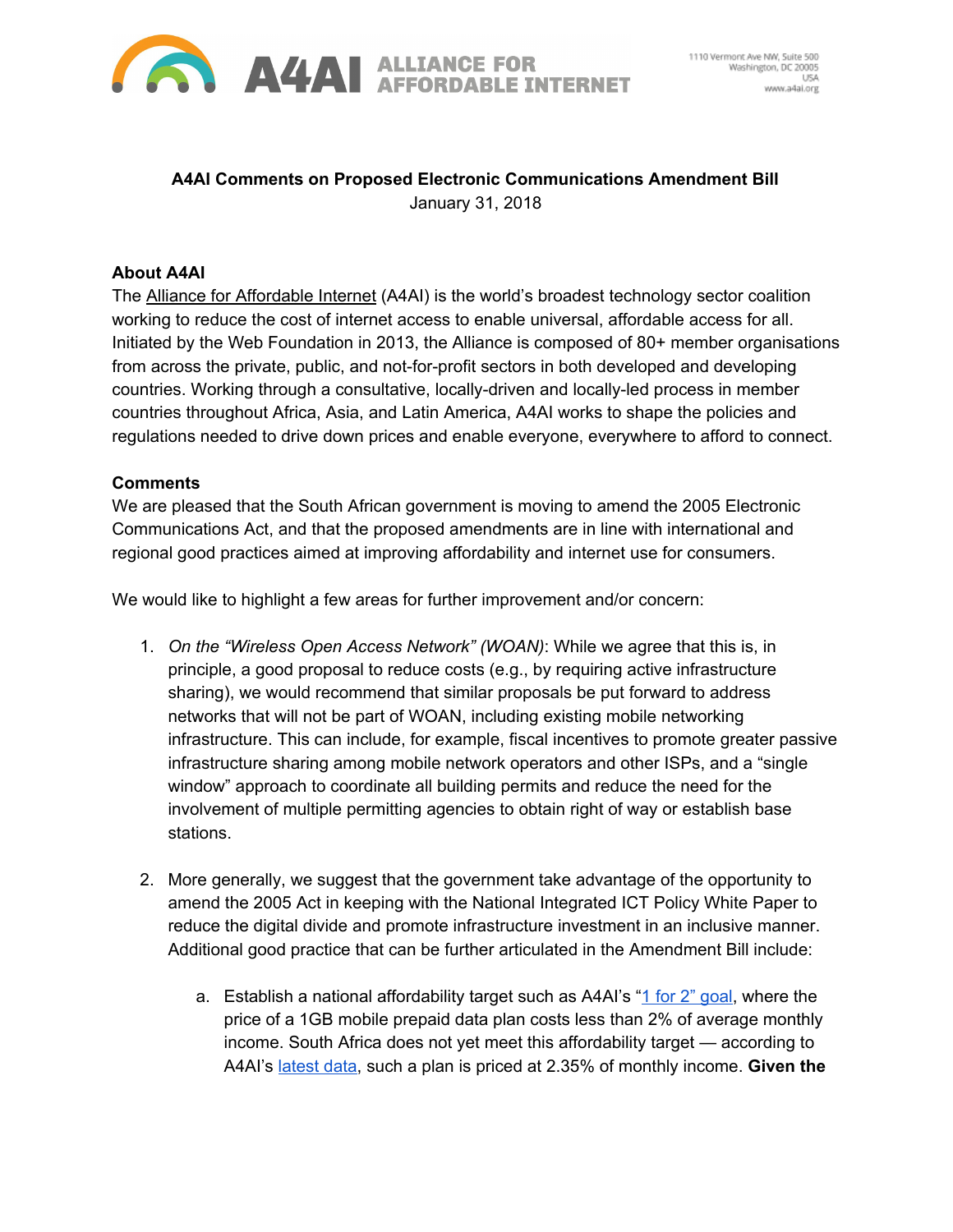**A4AI Comments on Proposed Electronic Communications Amendment Bill**
January 31, 2018

**About A4AI**
The Alliance for Affordable Internet (A4AI) is the world's broadest technology sector coalition working to reduce the cost of internet access to enable universal, affordable access for all. Initiated by the Web Foundation in 2013, the Alliance is composed of 80+ member organisations from across the private, public, and not-for-profit sectors in both developed and developing countries. Working through a consultative, locally-driven and locally-led process in member countries throughout Africa, Asia, and Latin America, A4AI works to shape the policies and regulations needed to drive down prices and enable everyone, everywhere to afford to connect.

**Comments**
We are pleased that the South African government is moving to amend the 2005 Electronic Communications Act, and that the proposed amendments are in line with international and regional good practices aimed at improving affordability and internet use for consumers.

We would like to highlight a few areas for further improvement and/or concern:

1. *On the "Wireless Open Access Network" (WOAN)*: While we agree that this is, in principle, a good proposal to reduce costs (e.g., by requiring active infrastructure sharing), we would recommend that similar proposals be put forward to address networks that will not be part of WOAN, including existing mobile networking infrastructure. This can include, for example, fiscal incentives to promote greater passive infrastructure sharing among mobile network operators and other ISPs, and a "single window" approach to coordinate all building permits and reduce the need for the involvement of multiple permitting agencies to obtain right of way or establish base stations.

2. More generally, we suggest that the government take advantage of the opportunity to amend the 2005 Act in keeping with the National Integrated ICT Policy White Paper to reduce the digital divide and promote infrastructure investment in an inclusive manner. Additional good practice that can be further articulated in the Amendment Bill include:

   a. Establish a national affordability target such as A4AI's "1 for 2" goal, where the price of a 1GB mobile prepaid data plan costs less than 2% of average monthly income. South Africa does not yet meet this affordability target — according to A4AI's latest data, such a plan is priced at 2.35% of monthly income. **Given the**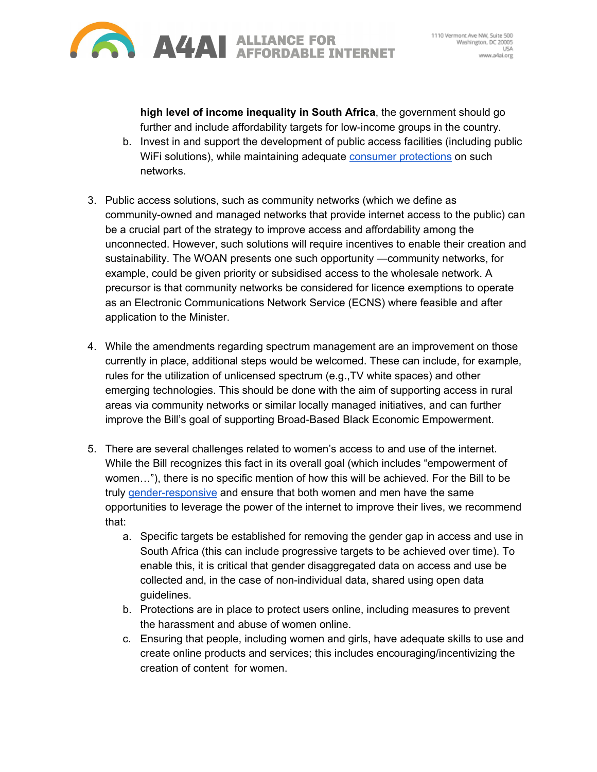high level of income inequality in South Africa**, the government should go further and include affordability targets for low-income groups in the country.

   b. Invest in and support the development of public access facilities (including public WiFi solutions), while maintaining adequate consumer protections on such networks.

3. Public access solutions, such as community networks (which we define as community-owned and managed networks that provide internet access to the public) can be a crucial part of the strategy to improve access and affordability among the unconnected. However, such solutions will require incentives to enable their creation and sustainability. The WOAN presents one such opportunity —community networks, for example, could be given priority or subsidised access to the wholesale network. A precursor is that community networks be considered for licence exemptions to operate as an Electronic Communications Network Service (ECNS) where feasible and after application to the Minister.

4. While the amendments regarding spectrum management are an improvement on those currently in place, additional steps would be welcomed. These can include, for example, rules for the utilization of unlicensed spectrum (e.g.,TV white spaces) and other emerging technologies. This should be done with the aim of supporting access in rural areas via community networks or similar locally managed initiatives, and can further improve the Bill's goal of supporting Broad-Based Black Economic Empowerment.

5. There are several challenges related to women's access to and use of the internet. While the Bill recognizes this fact in its overall goal (which includes "empowerment of women…"), there is no specific mention of how this will be achieved. For the Bill to be truly gender-responsive and ensure that both women and men have the same opportunities to leverage the power of the internet to improve their lives, we recommend that:
   a. Specific targets be established for removing the gender gap in access and use in South Africa (this can include progressive targets to be achieved over time). To enable this, it is critical that gender disaggregated data on access and use be collected and, in the case of non-individual data, shared using open data guidelines.
   b. Protections are in place to protect users online, including measures to prevent the harassment and abuse of women online.
   c. Ensuring that people, including women and girls, have adequate skills to use and create online products and services; this includes encouraging/incentivizing the creation of content for women.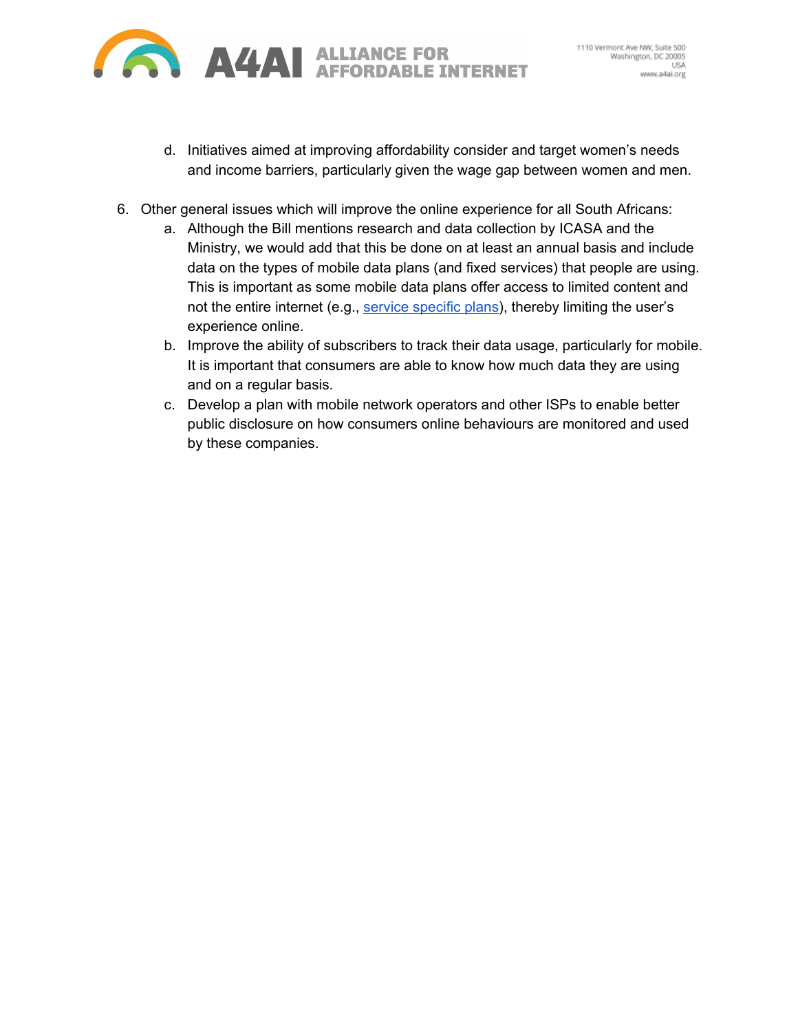d. Initiatives aimed at improving affordability consider and target women's needs and income barriers, particularly given the wage gap between women and men.

6. Other general issues which will improve the online experience for all South Africans:
   a. Although the Bill mentions research and data collection by ICASA and the Ministry, we would add that this be done on at least an annual basis and include data on the types of mobile data plans (and fixed services) that people are using. This is important as some mobile data plans offer access to limited content and not the entire internet (e.g., service specific plans), thereby limiting the user's experience online.
   b. Improve the ability of subscribers to track their data usage, particularly for mobile. It is important that consumers are able to know how much data they are using and on a regular basis.
   c. Develop a plan with mobile network operators and other ISPs to enable better public disclosure on how consumers online behaviours are monitored and used by these companies.